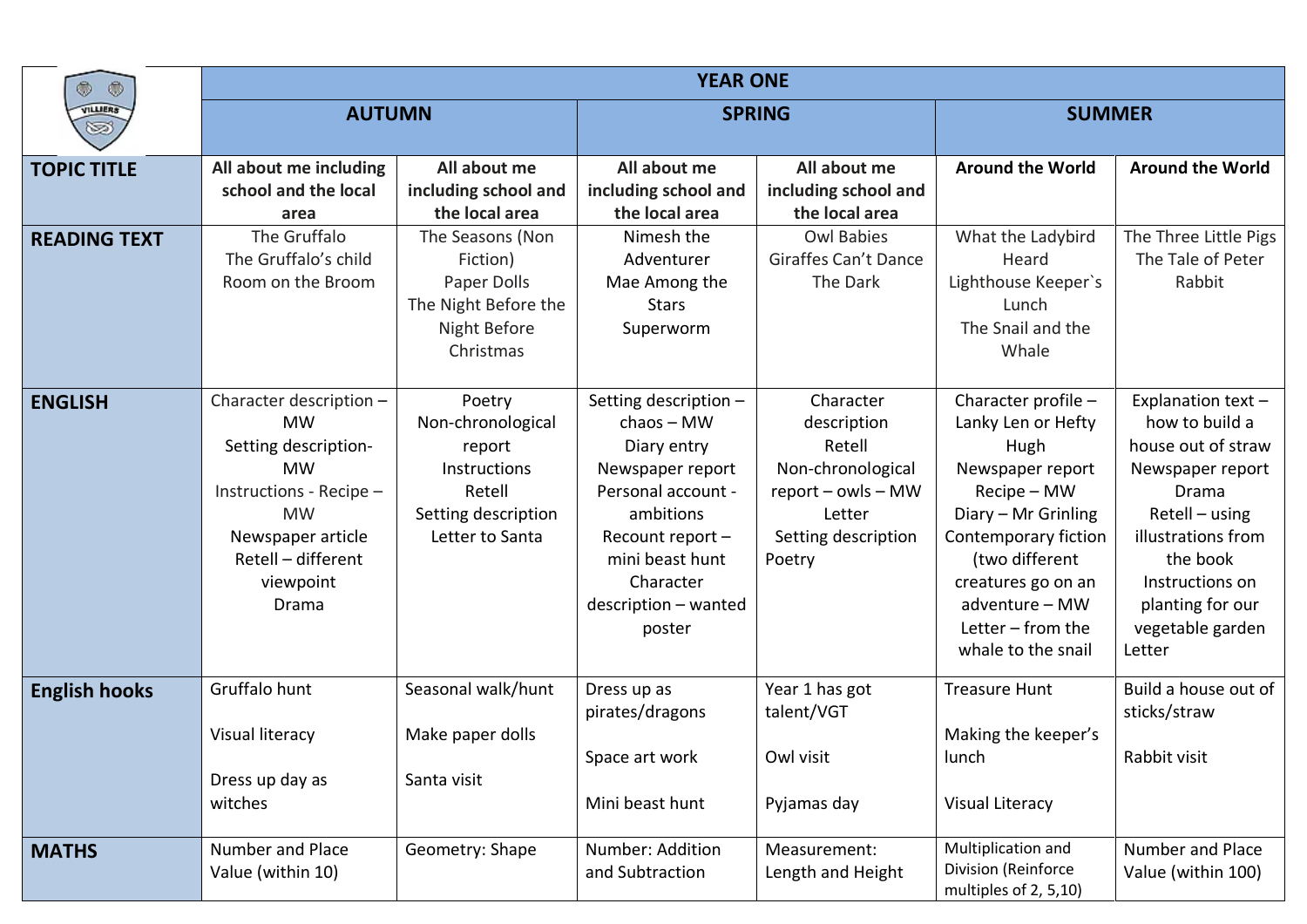| | YEAR ONE | | | | | |
|---|---|---|---|---|---|---|
| | **AUTUMN** | | **SPRING** | | **SUMMER** | |
| **TOPIC TITLE** | **All about me including school and the local area** | **All about me including school and the local area** | **All about me including school and the local area** | **All about me including school and the local area** | **Around the World** | **Around the World** |
| **READING TEXT** | The Gruffalo<br>The Gruffalo's child<br>Room on the Broom | The Seasons (Non Fiction)<br>Paper Dolls<br>The Night Before the Night Before Christmas | Nimesh the Adventurer<br>Mae Among the Stars<br>Superworm | Owl Babies<br>Giraffes Can't Dance<br>The Dark | What the Ladybird Heard<br>Lighthouse Keeper`s Lunch<br>The Snail and the Whale | The Three Little Pigs<br>The Tale of Peter Rabbit |
| **ENGLISH** | Character description – MW<br>Setting description- MW<br>Instructions - Recipe – MW<br>Newspaper article<br>Retell – different viewpoint<br>Drama | Poetry<br>Non-chronological report<br>Instructions<br>Retell<br>Setting description<br>Letter to Santa | Setting description – chaos – MW<br>Diary entry<br>Newspaper report<br>Personal account - ambitions<br>Recount report – mini beast hunt<br>Character description – wanted poster | Character description<br>Retell<br>Non-chronological report – owls – MW<br>Letter<br>Setting description<br>Poetry | Character profile – Lanky Len or Hefty Hugh<br>Newspaper report<br>Recipe – MW<br>Diary – Mr Grinling<br>Contemporary fiction (two different creatures go on an adventure – MW<br>Letter – from the whale to the snail | Explanation text – how to build a house out of straw<br>Newspaper report<br>Drama<br>Retell – using illustrations from the book<br>Instructions on planting for our vegetable garden<br>Letter |
| **English hooks** | Gruffalo hunt<br><br>Visual literacy<br><br>Dress up day as witches | Seasonal walk/hunt<br><br>Make paper dolls<br><br>Santa visit | Dress up as pirates/dragons<br><br>Space art work<br><br>Mini beast hunt | Year 1 has got talent/VGT<br><br>Owl visit<br><br>Pyjamas day | Treasure Hunt<br><br>Making the keeper's lunch<br><br>Visual Literacy | Build a house out of sticks/straw<br><br>Rabbit visit |
| **MATHS** | Number and Place Value (within 10) | Geometry: Shape | Number: Addition and Subtraction | Measurement: Length and Height | Multiplication and Division (Reinforce multiples of 2, 5,10) | Number and Place Value (within 100) |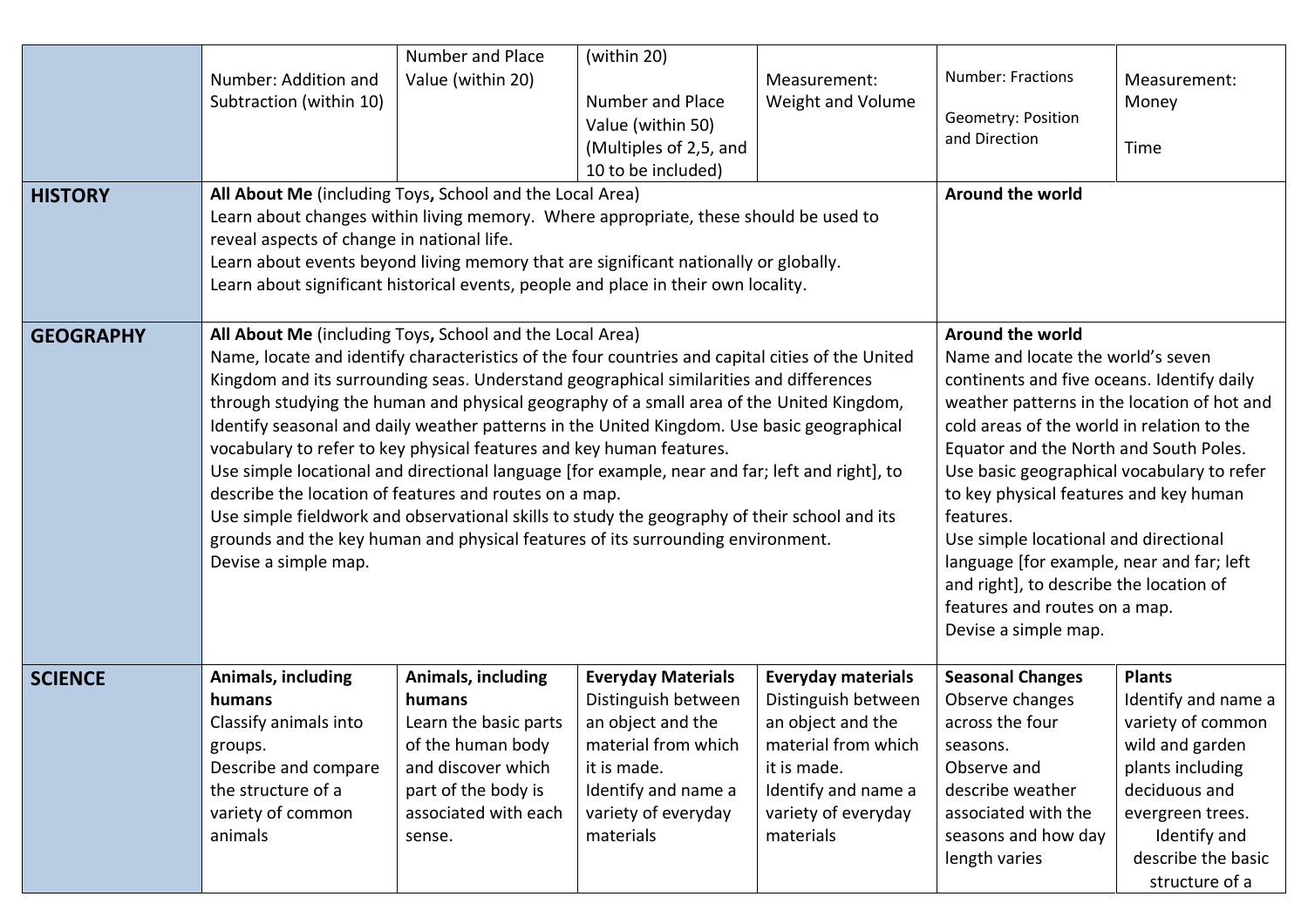| | | | | | | |
|---|---|---|---|---|---|---|
| | Number: Addition and Subtraction (within 10) | Number and Place Value (within 20) | (within 20)<br><br>Number and Place Value (within 50) (Multiples of 2,5, and 10 to be included) | Measurement: Weight and Volume | Number: Fractions<br><br>Geometry: Position and Direction | Measurement: Money<br><br>Time |
| **HISTORY** | **All About Me** (including Toys**,** School and the Local Area)<br>Learn about changes within living memory. Where appropriate, these should be used to reveal aspects of change in national life.<br>Learn about events beyond living memory that are significant nationally or globally.<br>Learn about significant historical events, people and place in their own locality. | | | | **Around the world** | |
| **GEOGRAPHY** | **All About Me** (including Toys**,** School and the Local Area)<br>Name, locate and identify characteristics of the four countries and capital cities of the United Kingdom and its surrounding seas. Understand geographical similarities and differences through studying the human and physical geography of a small area of the United Kingdom, Identify seasonal and daily weather patterns in the United Kingdom. Use basic geographical vocabulary to refer to key physical features and key human features.<br>Use simple locational and directional language [for example, near and far; left and right], to describe the location of features and routes on a map.<br>Use simple fieldwork and observational skills to study the geography of their school and its grounds and the key human and physical features of its surrounding environment.<br>Devise a simple map. | | | | **Around the world**<br>Name and locate the world's seven continents and five oceans. Identify daily weather patterns in the location of hot and cold areas of the world in relation to the Equator and the North and South Poles. Use basic geographical vocabulary to refer to key physical features and key human features.<br>Use simple locational and directional language [for example, near and far; left and right], to describe the location of features and routes on a map.<br>Devise a simple map. | |
| **SCIENCE** | **Animals, including humans**<br>Classify animals into groups.<br>Describe and compare the structure of a variety of common animals | **Animals, including humans**<br>Learn the basic parts of the human body and discover which part of the body is associated with each sense. | **Everyday Materials**<br>Distinguish between an object and the material from which it is made.<br>Identify and name a variety of everyday materials | **Everyday materials**<br>Distinguish between an object and the material from which it is made.<br>Identify and name a variety of everyday materials | **Seasonal Changes**<br>Observe changes across the four seasons.<br>Observe and describe weather associated with the seasons and how day length varies | **Plants**<br>Identify and name a variety of common wild and garden plants including deciduous and evergreen trees.<br>Identify and describe the basic structure of a |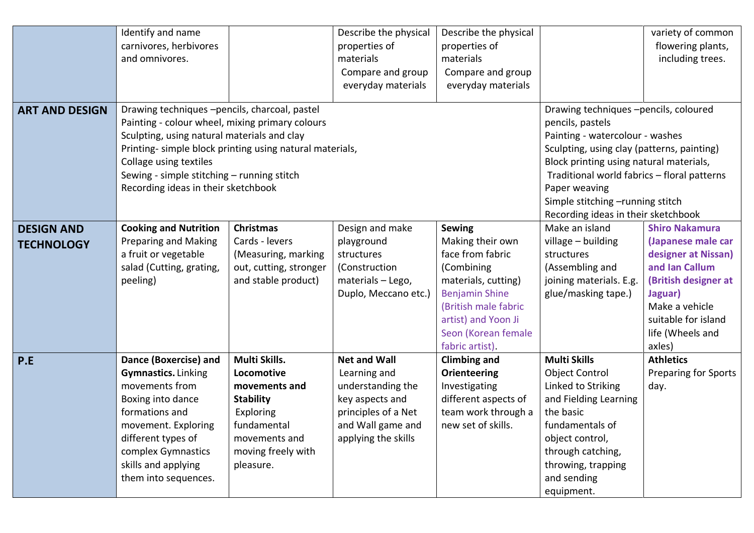| | | | | | | |
|---|---|---|---|---|---|---|
| | Identify and name carnivores, herbivores and omnivores. | | Describe the physical properties of materials<br>Compare and group everyday materials | Describe the physical properties of materials<br>Compare and group everyday materials | | variety of common flowering plants, including trees. |
| **ART AND DESIGN** | Drawing techniques –pencils, charcoal, pastel<br>Painting - colour wheel, mixing primary colours<br>Sculpting, using natural materials and clay<br>Printing- simple block printing using natural materials,<br>Collage using textiles<br>Sewing - simple stitching – running stitch<br>Recording ideas in their sketchbook | | | | Drawing techniques –pencils, coloured pencils, pastels<br>Painting - watercolour - washes<br>Sculpting, using clay (patterns, painting)<br>Block printing using natural materials,<br>Traditional world fabrics – floral patterns<br>Paper weaving<br>Simple stitching –running stitch<br>Recording ideas in their sketchbook | |
| **DESIGN AND TECHNOLOGY** | **Cooking and Nutrition**<br>Preparing and Making a fruit or vegetable salad (Cutting, grating, peeling) | **Christmas**<br>Cards - levers (Measuring, marking out, cutting, stronger and stable product) | Design and make playground structures (Construction materials – Lego, Duplo, Meccano etc.) | **Sewing**<br>Making their own face from fabric (Combining materials, cutting)<br>Benjamin Shine (British male fabric artist) and Yoon Ji Seon (Korean female fabric artist). | Make an island village – building structures (Assembling and joining materials. E.g. glue/masking tape.) | **Shiro Nakamura (Japanese male car designer at Nissan) and Ian Callum (British designer at Jaguar)**<br>Make a vehicle suitable for island life (Wheels and axles) |
| **P.E** | **Dance (Boxercise) and Gymnastics.** Linking movements from Boxing into dance formations and movement. Exploring different types of complex Gymnastics skills and applying them into sequences. | **Multi Skills. Locomotive movements and Stability**<br>Exploring fundamental movements and moving freely with pleasure. | **Net and Wall**<br>Learning and understanding the key aspects and principles of a Net and Wall game and applying the skills | **Climbing and Orienteering**<br>Investigating different aspects of team work through a new set of skills. | **Multi Skills**<br>Object Control Linked to Striking and Fielding Learning the basic fundamentals of object control, through catching, throwing, trapping and sending equipment. | **Athletics**<br>Preparing for Sports day. |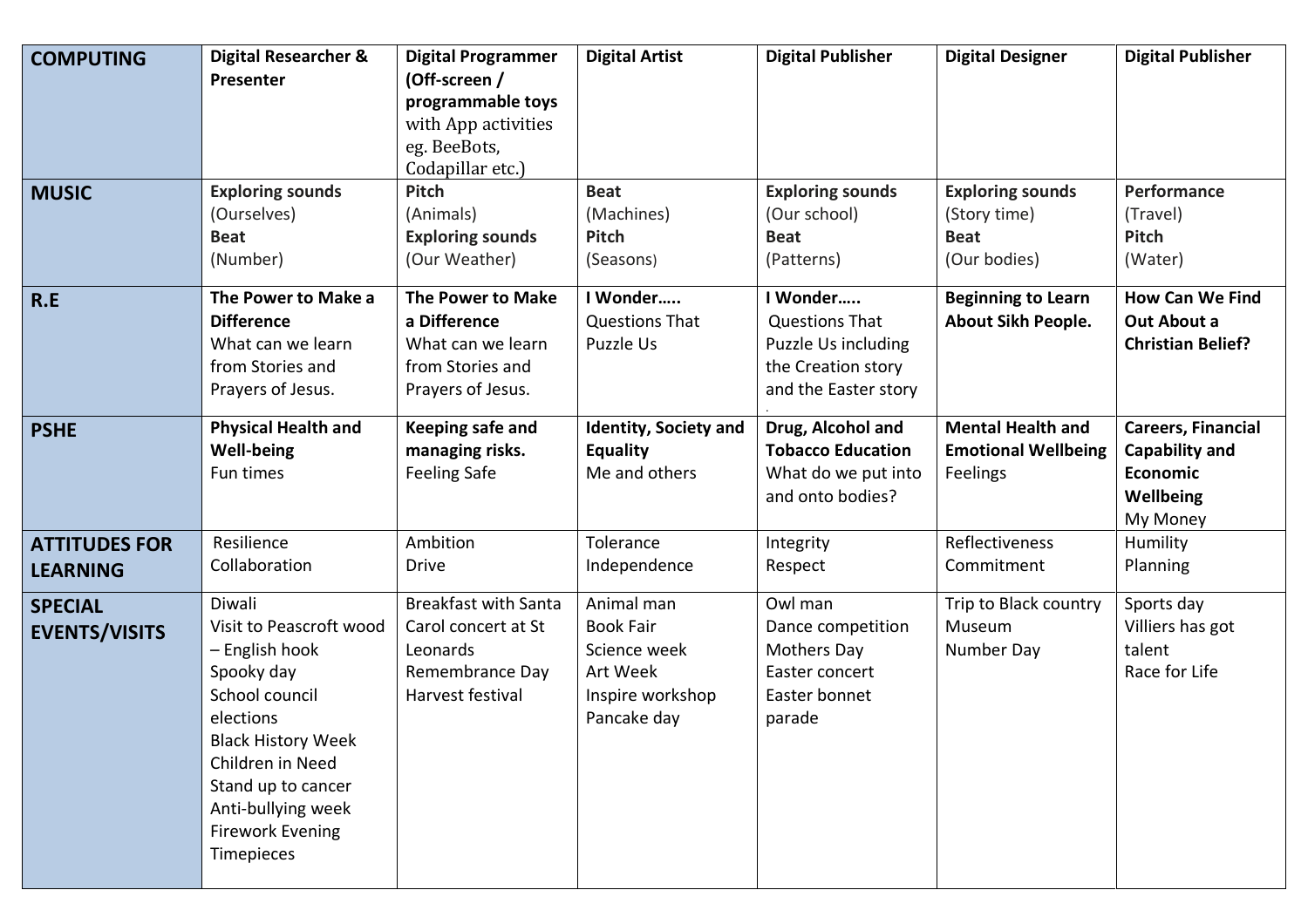| | | | | | | |
|---|---|---|---|---|---|---|
| **COMPUTING** | **Digital Researcher & Presenter** | **Digital Programmer (Off-screen / programmable toys** with App activities eg. BeeBots, Codapillar etc.) | **Digital Artist** | **Digital Publisher** | **Digital Designer** | **Digital Publisher** |
| **MUSIC** | **Exploring sounds** (Ourselves) **Beat** (Number) | **Pitch** (Animals) **Exploring sounds** (Our Weather) | **Beat** (Machines) **Pitch** (Seasons) | **Exploring sounds** (Our school) **Beat** (Patterns) | **Exploring sounds** (Story time) **Beat** (Our bodies) | **Performance** (Travel) **Pitch** (Water) |
| **R.E** | **The Power to Make a Difference** What can we learn from Stories and Prayers of Jesus. | **The Power to Make a Difference** What can we learn from Stories and Prayers of Jesus. | **I Wonder…..** Questions That Puzzle Us | **I Wonder…..** Questions That Puzzle Us including the Creation story and the Easter story | **Beginning to Learn About Sikh People.** | **How Can We Find Out About a Christian Belief?** |
| **PSHE** | **Physical Health and Well-being** Fun times | **Keeping safe and managing risks.** Feeling Safe | **Identity, Society and Equality** Me and others | **Drug, Alcohol and Tobacco Education** What do we put into and onto bodies? | **Mental Health and Emotional Wellbeing** Feelings | **Careers, Financial Capability and Economic Wellbeing** My Money |
| **ATTITUDES FOR LEARNING** | Resilience Collaboration | Ambition Drive | Tolerance Independence | Integrity Respect | Reflectiveness Commitment | Humility Planning |
| **SPECIAL EVENTS/VISITS** | Diwali<br>Visit to Peascroft wood – English hook<br>Spooky day<br>School council elections<br>Black History Week<br>Children in Need<br>Stand up to cancer<br>Anti-bullying week<br>Firework Evening<br>Timepieces | Breakfast with Santa<br>Carol concert at St Leonards<br>Remembrance Day<br>Harvest festival | Animal man<br>Book Fair<br>Science week<br>Art Week<br>Inspire workshop<br>Pancake day | Owl man<br>Dance competition<br>Mothers Day<br>Easter concert<br>Easter bonnet parade | Trip to Black country Museum<br>Number Day | Sports day<br>Villiers has got talent<br>Race for Life |